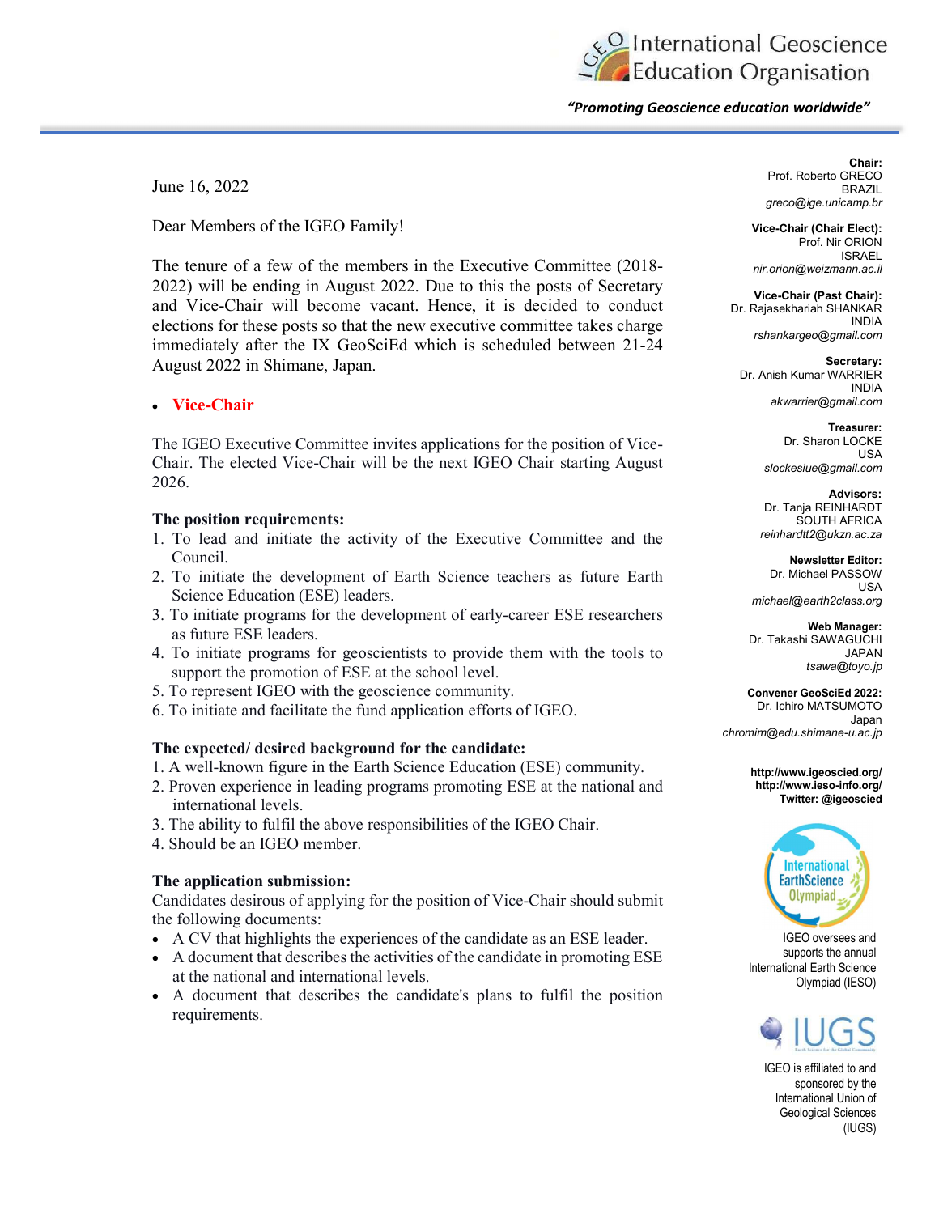# International Geoscience Education Organisation

*"Promoting Geoscience education worldwide"*

June 16, 2022

Dear Members of the IGEO Family!

The tenure of a few of the members in the Executive Committee (2018-2022) will be ending in August 2022. Due to this the posts of Secretary and Vice-Chair will become vacant. Hence, it is decided to conduct elections for these posts so that the new executive committee takes charge immediately after the IX GeoSciEd which is scheduled between 21-24 August 2022 in Shimane, Japan.

- **Vice-Chair**

The IGEO Executive Committee invites applications for the position of Vice-Chair. The elected Vice-Chair will be the next IGEO Chair starting August 2026.

**The position requirements:**

1. To lead and initiate the activity of the Executive Committee and the Council.
2. To initiate the development of Earth Science teachers as future Earth Science Education (ESE) leaders.
3. To initiate programs for the development of early-career ESE researchers as future ESE leaders.
4. To initiate programs for geoscientists to provide them with the tools to support the promotion of ESE at the school level.
5. To represent IGEO with the geoscience community.
6. To initiate and facilitate the fund application efforts of IGEO.

**The expected/ desired background for the candidate:**

1. A well-known figure in the Earth Science Education (ESE) community.
2. Proven experience in leading programs promoting ESE at the national and international levels.
3. The ability to fulfil the above responsibilities of the IGEO Chair.
4. Should be an IGEO member.

**The application submission:**

Candidates desirous of applying for the position of Vice-Chair should submit the following documents:

- A CV that highlights the experiences of the candidate as an ESE leader.
- A document that describes the activities of the candidate in promoting ESE at the national and international levels.
- A document that describes the candidate's plans to fulfil the position requirements.

---

**Chair:**
Prof. Roberto GRECO
BRAZIL
*greco@ige.unicamp.br*

**Vice-Chair (Chair Elect):**
Prof. Nir ORION
ISRAEL
*nir.orion@weizmann.ac.il*

**Vice-Chair (Past Chair):**
Dr. Rajasekhariah SHANKAR
INDIA
*rshankargeo@gmail.com*

**Secretary:**
Dr. Anish Kumar WARRIER
INDIA
*akwarrier@gmail.com*

**Treasurer:**
Dr. Sharon LOCKE
USA
*slockesiue@gmail.com*

**Advisors:**
Dr. Tanja REINHARDT
SOUTH AFRICA
*reinhardtt2@ukzn.ac.za*

**Newsletter Editor:**
Dr. Michael PASSOW
USA
*michael@earth2class.org*

**Web Manager:**
Dr. Takashi SAWAGUCHI
JAPAN
*tsawa@toyo.jp*

**Convener GeoSciEd 2022:**
Dr. Ichiro MATSUMOTO
Japan
*chromim@edu.shimane-u.ac.jp*

**http://www.igeoscied.org/**
**http://www.ieso-info.org/**
**Twitter: @igeoscied**

IGEO oversees and supports the annual International Earth Science Olympiad (IESO)

IGEO is affiliated to and sponsored by the International Union of Geological Sciences (IUGS)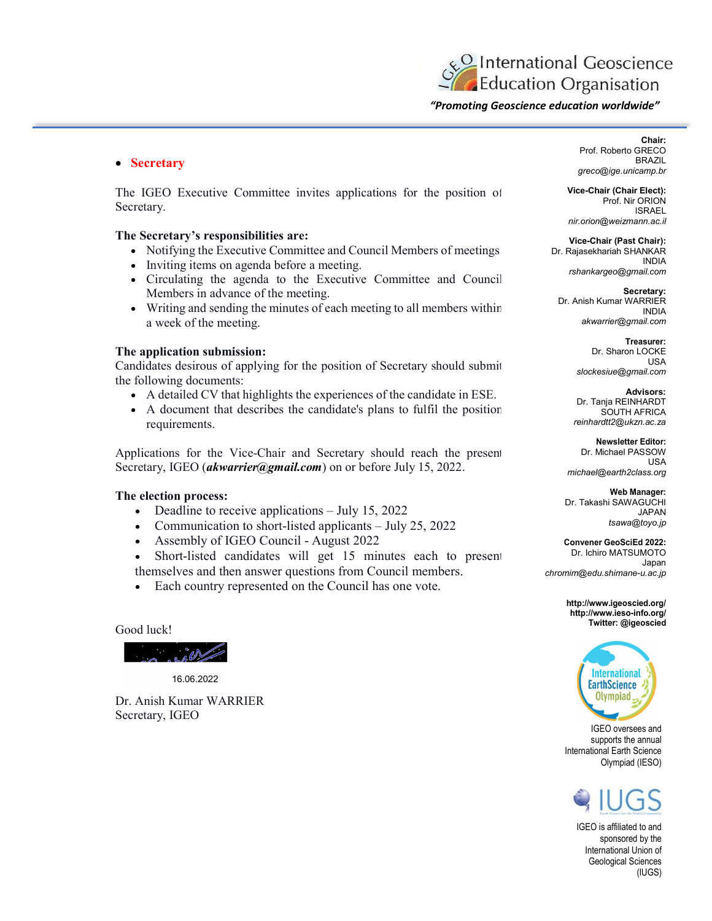International Geoscience Education Organisation

*"Promoting Geoscience education worldwide"*

- **Secretary**

The IGEO Executive Committee invites applications for the position of Secretary.

**The Secretary's responsibilities are:**

- Notifying the Executive Committee and Council Members of meetings
- Inviting items on agenda before a meeting.
- Circulating the agenda to the Executive Committee and Council Members in advance of the meeting.
- Writing and sending the minutes of each meeting to all members within a week of the meeting.

**The application submission:**

Candidates desirous of applying for the position of Secretary should submit the following documents:

- A detailed CV that highlights the experiences of the candidate in ESE.
- A document that describes the candidate's plans to fulfil the position requirements.

Applications for the Vice-Chair and Secretary should reach the present Secretary, IGEO (***akwarrier@gmail.com***) on or before July 15, 2022.

**The election process:**

- Deadline to receive applications – July 15, 2022
- Communication to short-listed applicants – July 25, 2022
- Assembly of IGEO Council - August 2022
- Short-listed candidates will get 15 minutes each to present themselves and then answer questions from Council members.
- Each country represented on the Council has one vote.

Good luck!

16.06.2022

Dr. Anish Kumar WARRIER
Secretary, IGEO

**Chair:**
Prof. Roberto GRECO
BRAZIL
*greco@ige.unicamp.br*

**Vice-Chair (Chair Elect):**
Prof. Nir ORION
ISRAEL
*nir.orion@weizmann.ac.il*

**Vice-Chair (Past Chair):**
Dr. Rajasekhariah SHANKAR
INDIA
*rshankargeo@gmail.com*

**Secretary:**
Dr. Anish Kumar WARRIER
INDIA
*akwarrier@gmail.com*

**Treasurer:**
Dr. Sharon LOCKE
USA
*slockesiue@gmail.com*

**Advisors:**
Dr. Tanja REINHARDT
SOUTH AFRICA
*reinhardtt2@ukzn.ac.za*

**Newsletter Editor:**
Dr. Michael PASSOW
USA
*michael@earth2class.org*

**Web Manager:**
Dr. Takashi SAWAGUCHI
JAPAN
*tsawa@toyo.jp*

**Convener GeoSciEd 2022:**
Dr. Ichiro MATSUMOTO
Japan
*chromim@edu.shimane-u.ac.jp*

**http://www.igeoscied.org/**
**http://www.ieso-info.org/**
**Twitter: @igeoscied**

IGEO oversees and supports the annual International Earth Science Olympiad (IESO)

IGEO is affiliated to and sponsored by the International Union of Geological Sciences (IUGS)